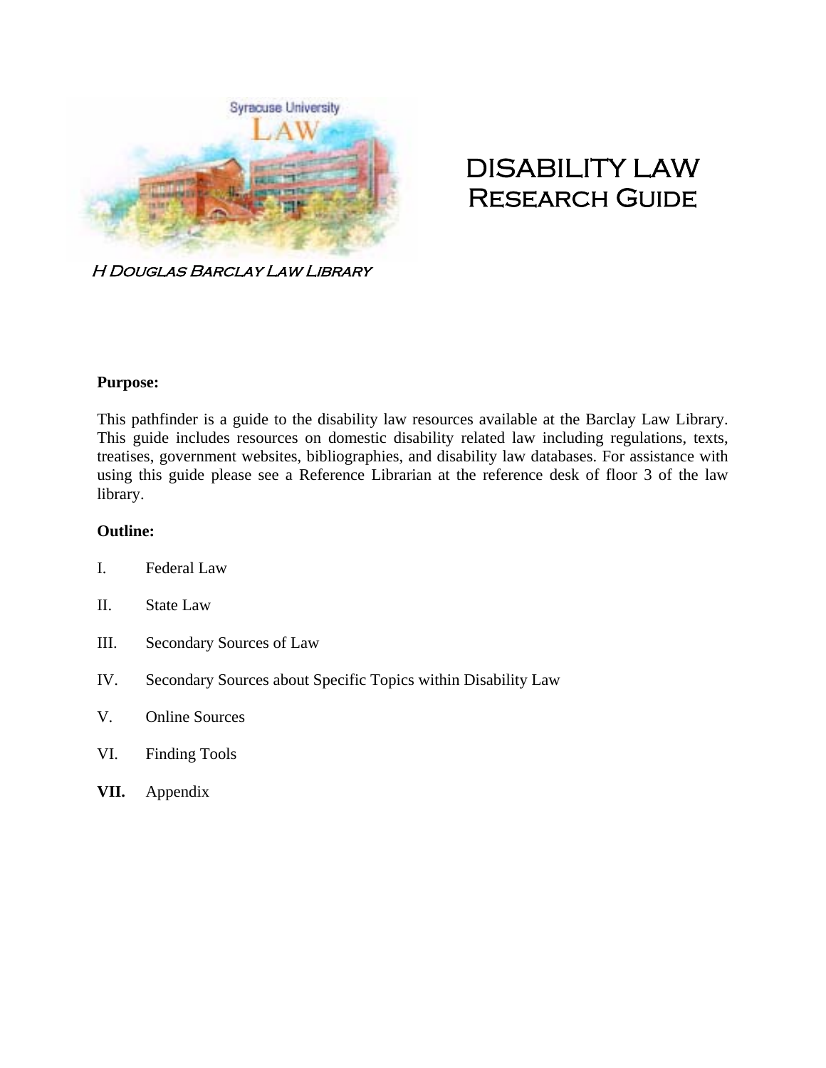# DISABILITY LAW
## Research Guide

*H Douglas Barclay Law Library*

**Purpose:**

This pathfinder is a guide to the disability law resources available at the Barclay Law Library. This guide includes resources on domestic disability related law including regulations, texts, treatises, government websites, bibliographies, and disability law databases. For assistance with using this guide please see a Reference Librarian at the reference desk of floor 3 of the law library.

**Outline:**

I. Federal Law

II. State Law

III. Secondary Sources of Law

IV. Secondary Sources about Specific Topics within Disability Law

V. Online Sources

VI. Finding Tools

**VII.** Appendix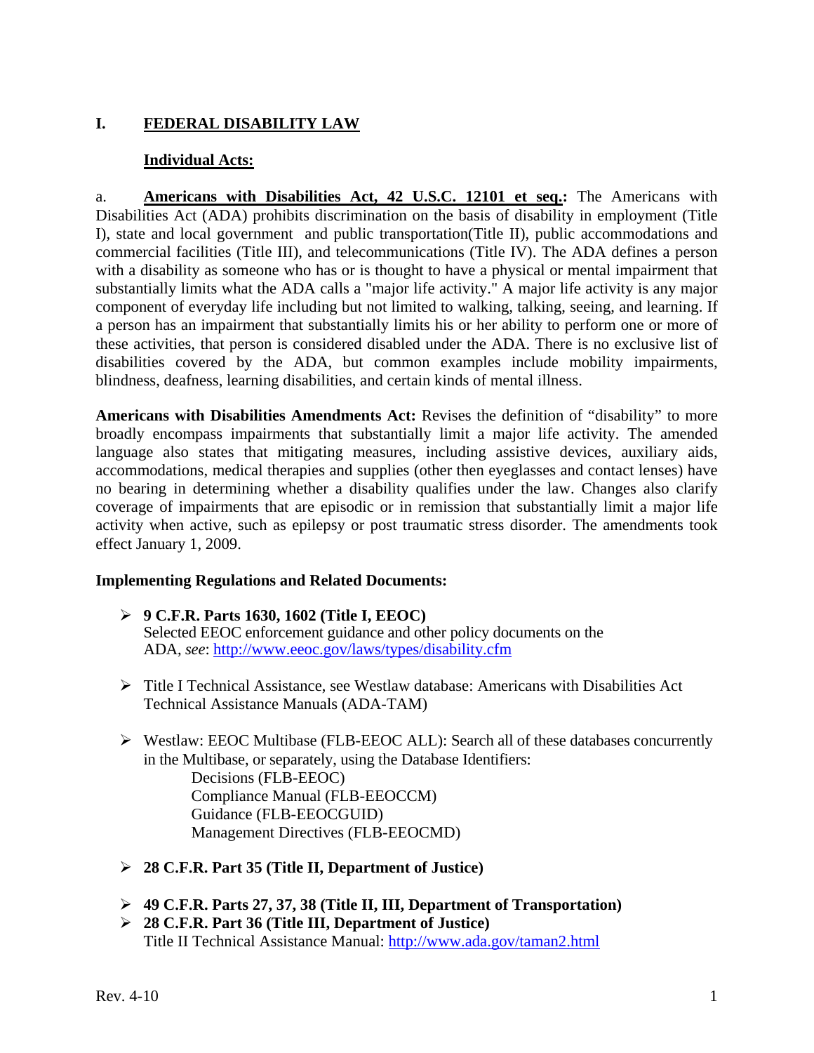## I. FEDERAL DISABILITY LAW

### Individual Acts:

a. **Americans with Disabilities Act, 42 U.S.C. 12101 et seq.:** The Americans with Disabilities Act (ADA) prohibits discrimination on the basis of disability in employment (Title I), state and local government and public transportation(Title II), public accommodations and commercial facilities (Title III), and telecommunications (Title IV). The ADA defines a person with a disability as someone who has or is thought to have a physical or mental impairment that substantially limits what the ADA calls a "major life activity." A major life activity is any major component of everyday life including but not limited to walking, talking, seeing, and learning. If a person has an impairment that substantially limits his or her ability to perform one or more of these activities, that person is considered disabled under the ADA. There is no exclusive list of disabilities covered by the ADA, but common examples include mobility impairments, blindness, deafness, learning disabilities, and certain kinds of mental illness.

**Americans with Disabilities Amendments Act:** Revises the definition of "disability" to more broadly encompass impairments that substantially limit a major life activity. The amended language also states that mitigating measures, including assistive devices, auxiliary aids, accommodations, medical therapies and supplies (other then eyeglasses and contact lenses) have no bearing in determining whether a disability qualifies under the law. Changes also clarify coverage of impairments that are episodic or in remission that substantially limit a major life activity when active, such as epilepsy or post traumatic stress disorder. The amendments took effect January 1, 2009.

**Implementing Regulations and Related Documents:**

- **9 C.F.R. Parts 1630, 1602 (Title I, EEOC)**
  Selected EEOC enforcement guidance and other policy documents on the ADA, *see*: http://www.eeoc.gov/laws/types/disability.cfm

- Title I Technical Assistance, see Westlaw database: Americans with Disabilities Act Technical Assistance Manuals (ADA-TAM)

- Westlaw: EEOC Multibase (FLB-EEOC ALL): Search all of these databases concurrently in the Multibase, or separately, using the Database Identifiers:
  - Decisions (FLB-EEOC)
  - Compliance Manual (FLB-EEOCCM)
  - Guidance (FLB-EEOCGUID)
  - Management Directives (FLB-EEOCMD)

- **28 C.F.R. Part 35 (Title II, Department of Justice)**

- **49 C.F.R. Parts 27, 37, 38 (Title II, III, Department of Transportation)**
- **28 C.F.R. Part 36 (Title III, Department of Justice)**
  Title II Technical Assistance Manual: http://www.ada.gov/taman2.html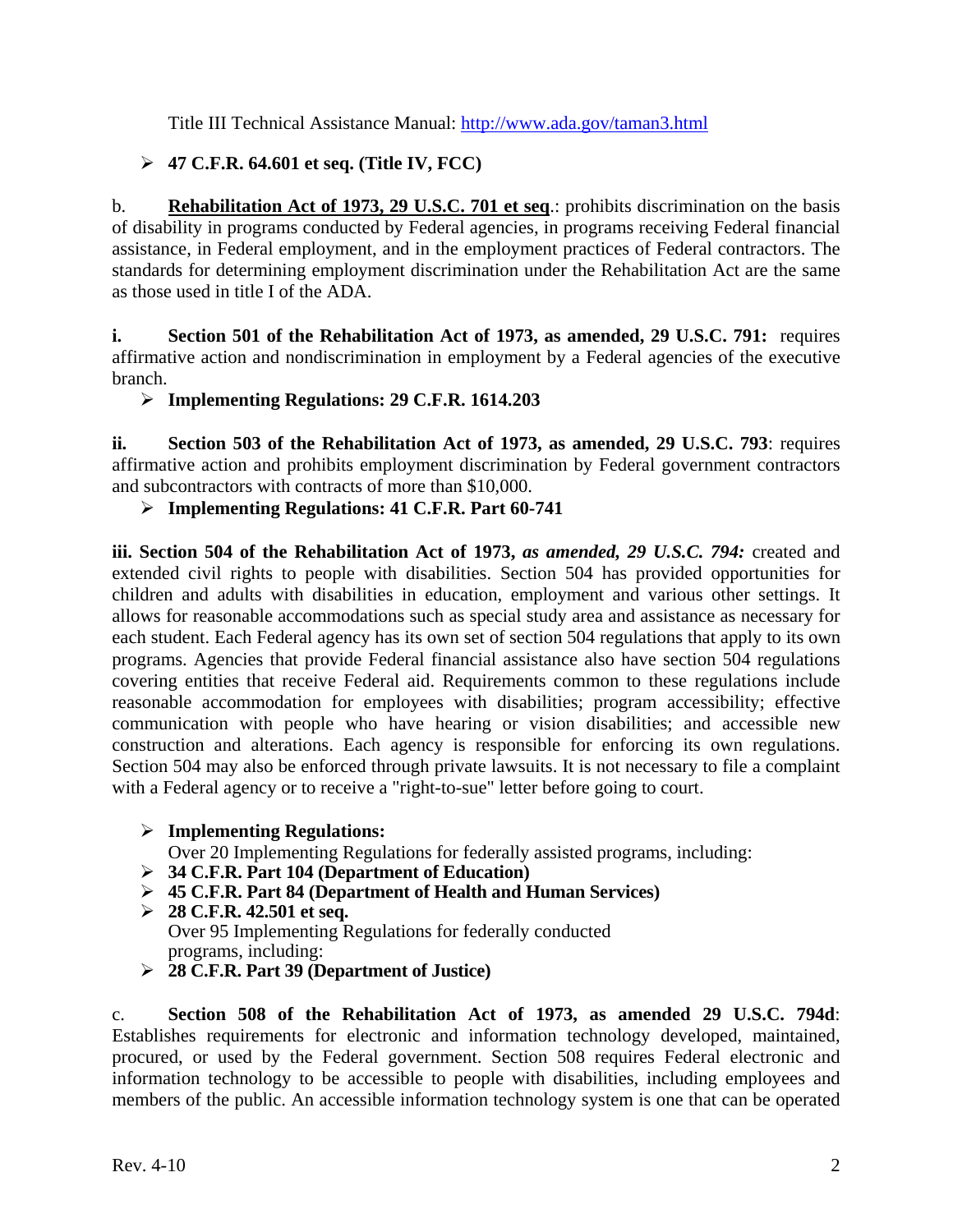Title III Technical Assistance Manual: http://www.ada.gov/taman3.html

- **47 C.F.R. 64.601 et seq. (Title IV, FCC)**

b. **Rehabilitation Act of 1973, 29 U.S.C. 701 et seq**.: prohibits discrimination on the basis of disability in programs conducted by Federal agencies, in programs receiving Federal financial assistance, in Federal employment, and in the employment practices of Federal contractors. The standards for determining employment discrimination under the Rehabilitation Act are the same as those used in title I of the ADA.

**i. Section 501 of the Rehabilitation Act of 1973, as amended, 29 U.S.C. 791:** requires affirmative action and nondiscrimination in employment by a Federal agencies of the executive branch.

- **Implementing Regulations: 29 C.F.R. 1614.203**

**ii. Section 503 of the Rehabilitation Act of 1973, as amended, 29 U.S.C. 793**: requires affirmative action and prohibits employment discrimination by Federal government contractors and subcontractors with contracts of more than $10,000.

- **Implementing Regulations: 41 C.F.R. Part 60-741**

**iii. Section 504 of the Rehabilitation Act of 1973,** ***as amended, 29 U.S.C. 794:*** created and extended civil rights to people with disabilities. Section 504 has provided opportunities for children and adults with disabilities in education, employment and various other settings. It allows for reasonable accommodations such as special study area and assistance as necessary for each student. Each Federal agency has its own set of section 504 regulations that apply to its own programs. Agencies that provide Federal financial assistance also have section 504 regulations covering entities that receive Federal aid. Requirements common to these regulations include reasonable accommodation for employees with disabilities; program accessibility; effective communication with people who have hearing or vision disabilities; and accessible new construction and alterations. Each agency is responsible for enforcing its own regulations. Section 504 may also be enforced through private lawsuits. It is not necessary to file a complaint with a Federal agency or to receive a "right-to-sue" letter before going to court.

- **Implementing Regulations:**
  Over 20 Implementing Regulations for federally assisted programs, including:
- **34 C.F.R. Part 104 (Department of Education)**
- **45 C.F.R. Part 84 (Department of Health and Human Services)**
- **28 C.F.R. 42.501 et seq.**
  Over 95 Implementing Regulations for federally conducted programs, including:
- **28 C.F.R. Part 39 (Department of Justice)**

c. **Section 508 of the Rehabilitation Act of 1973, as amended 29 U.S.C. 794d**: Establishes requirements for electronic and information technology developed, maintained, procured, or used by the Federal government. Section 508 requires Federal electronic and information technology to be accessible to people with disabilities, including employees and members of the public. An accessible information technology system is one that can be operated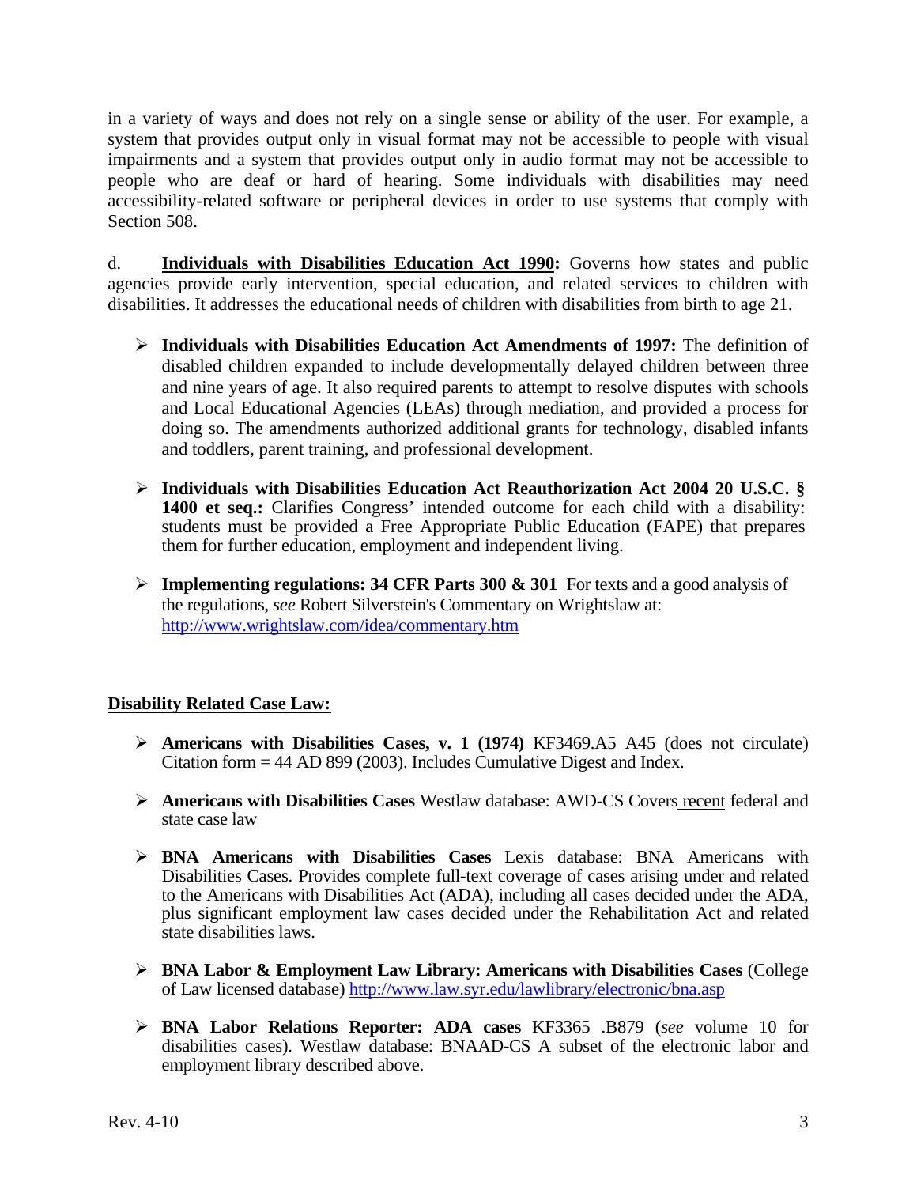in a variety of ways and does not rely on a single sense or ability of the user. For example, a system that provides output only in visual format may not be accessible to people with visual impairments and a system that provides output only in audio format may not be accessible to people who are deaf or hard of hearing. Some individuals with disabilities may need accessibility-related software or peripheral devices in order to use systems that comply with Section 508.

d. **Individuals with Disabilities Education Act 1990:** Governs how states and public agencies provide early intervention, special education, and related services to children with disabilities. It addresses the educational needs of children with disabilities from birth to age 21.

- **Individuals with Disabilities Education Act Amendments of 1997:** The definition of disabled children expanded to include developmentally delayed children between three and nine years of age. It also required parents to attempt to resolve disputes with schools and Local Educational Agencies (LEAs) through mediation, and provided a process for doing so. The amendments authorized additional grants for technology, disabled infants and toddlers, parent training, and professional development.

- **Individuals with Disabilities Education Act Reauthorization Act 2004 20 U.S.C. § 1400 et seq.:** Clarifies Congress' intended outcome for each child with a disability: students must be provided a Free Appropriate Public Education (FAPE) that prepares them for further education, employment and independent living.

- **Implementing regulations: 34 CFR Parts 300 & 301** For texts and a good analysis of the regulations, *see* Robert Silverstein's Commentary on Wrightslaw at: http://www.wrightslaw.com/idea/commentary.htm

## Disability Related Case Law:

- **Americans with Disabilities Cases, v. 1 (1974)** KF3469.A5 A45 (does not circulate) Citation form = 44 AD 899 (2003). Includes Cumulative Digest and Index.

- **Americans with Disabilities Cases** Westlaw database: AWD-CS Covers recent federal and state case law

- **BNA Americans with Disabilities Cases** Lexis database: BNA Americans with Disabilities Cases. Provides complete full-text coverage of cases arising under and related to the Americans with Disabilities Act (ADA), including all cases decided under the ADA, plus significant employment law cases decided under the Rehabilitation Act and related state disabilities laws.

- **BNA Labor & Employment Law Library: Americans with Disabilities Cases** (College of Law licensed database) http://www.law.syr.edu/lawlibrary/electronic/bna.asp

- **BNA Labor Relations Reporter: ADA cases** KF3365 .B879 (*see* volume 10 for disabilities cases). Westlaw database: BNAAD-CS A subset of the electronic labor and employment library described above.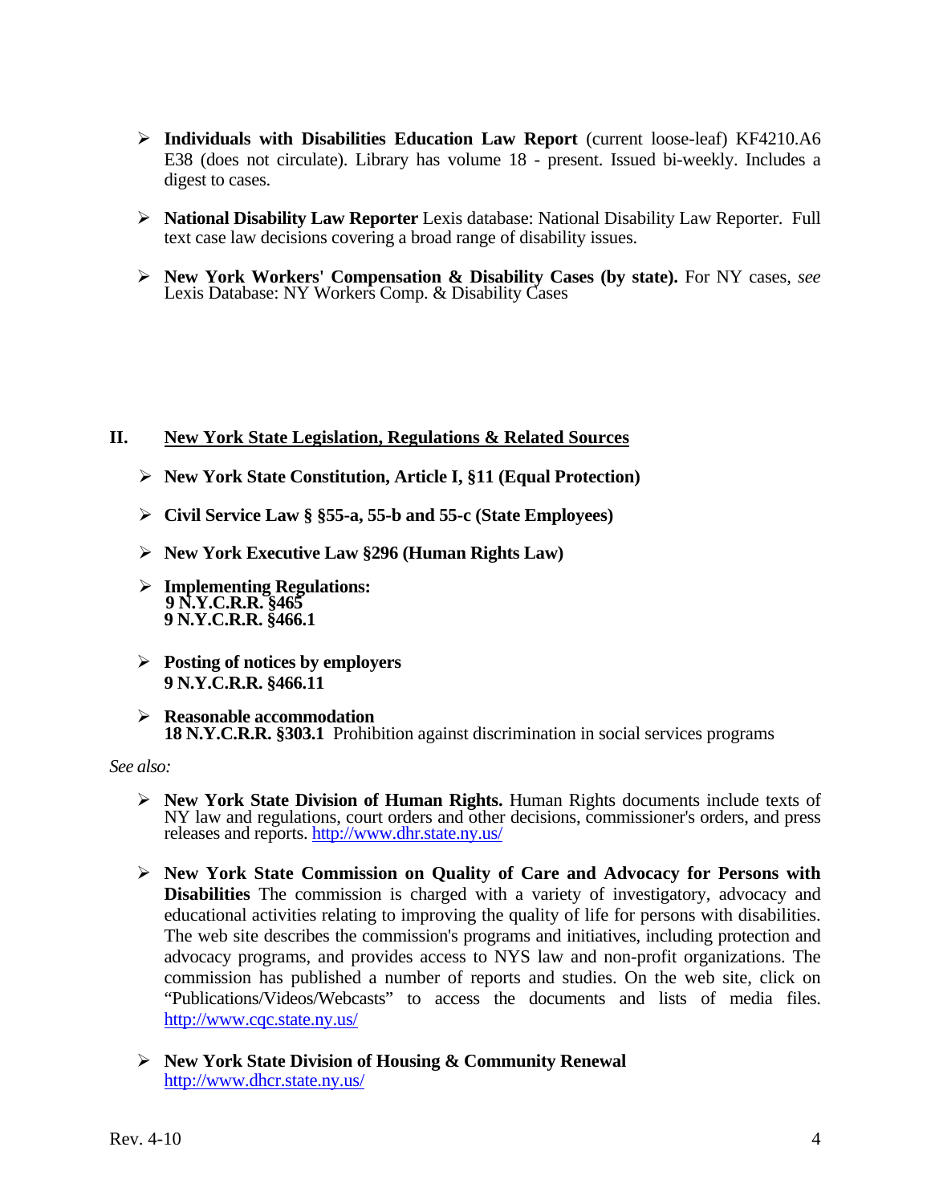- **Individuals with Disabilities Education Law Report** (current loose-leaf) KF4210.A6 E38 (does not circulate). Library has volume 18 - present. Issued bi-weekly. Includes a digest to cases.

- **National Disability Law Reporter** Lexis database: National Disability Law Reporter. Full text case law decisions covering a broad range of disability issues.

- **New York Workers' Compensation & Disability Cases (by state).** For NY cases, *see* Lexis Database: NY Workers Comp. & Disability Cases

## II. <u>New York State Legislation, Regulations & Related Sources</u>

- **New York State Constitution, Article I, §11 (Equal Protection)**

- **Civil Service Law § §55-a, 55-b and 55-c (State Employees)**

- **New York Executive Law §296 (Human Rights Law)**

- **Implementing Regulations:**
  **9 N.Y.C.R.R. §465**
  **9 N.Y.C.R.R. §466.1**

- **Posting of notices by employers**
  **9 N.Y.C.R.R. §466.11**

- **Reasonable accommodation**
  **18 N.Y.C.R.R. §303.1** Prohibition against discrimination in social services programs

*See also:*

- **New York State Division of Human Rights.** Human Rights documents include texts of NY law and regulations, court orders and other decisions, commissioner's orders, and press releases and reports. http://www.dhr.state.ny.us/

- **New York State Commission on Quality of Care and Advocacy for Persons with Disabilities** The commission is charged with a variety of investigatory, advocacy and educational activities relating to improving the quality of life for persons with disabilities. The web site describes the commission's programs and initiatives, including protection and advocacy programs, and provides access to NYS law and non-profit organizations. The commission has published a number of reports and studies. On the web site, click on "Publications/Videos/Webcasts" to access the documents and lists of media files. http://www.cqc.state.ny.us/

- **New York State Division of Housing & Community Renewal**
  http://www.dhcr.state.ny.us/

Rev. 4-10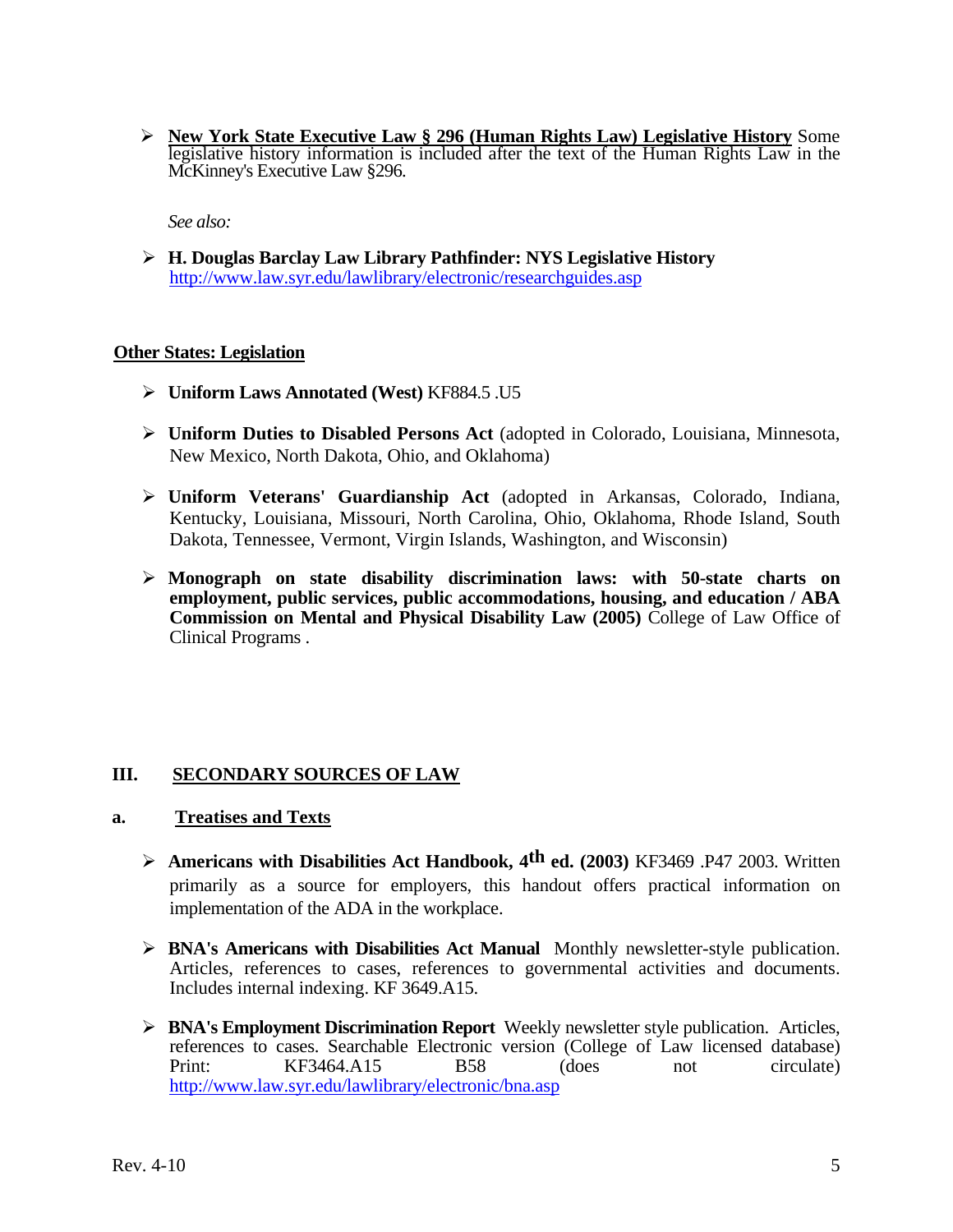- **New York State Executive Law § 296 (Human Rights Law) Legislative History** Some legislative history information is included after the text of the Human Rights Law in the McKinney's Executive Law §296.

  *See also:*

- **H. Douglas Barclay Law Library Pathfinder: NYS Legislative History** http://www.law.syr.edu/lawlibrary/electronic/researchguides.asp

**Other States: Legislation**

- **Uniform Laws Annotated (West)** KF884.5 .U5

- **Uniform Duties to Disabled Persons Act** (adopted in Colorado, Louisiana, Minnesota, New Mexico, North Dakota, Ohio, and Oklahoma)

- **Uniform Veterans' Guardianship Act** (adopted in Arkansas, Colorado, Indiana, Kentucky, Louisiana, Missouri, North Carolina, Ohio, Oklahoma, Rhode Island, South Dakota, Tennessee, Vermont, Virgin Islands, Washington, and Wisconsin)

- **Monograph on state disability discrimination laws: with 50-state charts on employment, public services, public accommodations, housing, and education / ABA Commission on Mental and Physical Disability Law (2005)** College of Law Office of Clinical Programs .

## III. SECONDARY SOURCES OF LAW

### a. Treatises and Texts

- **Americans with Disabilities Act Handbook, 4th ed. (2003)** KF3469 .P47 2003. Written primarily as a source for employers, this handout offers practical information on implementation of the ADA in the workplace.

- **BNA's Americans with Disabilities Act Manual** Monthly newsletter-style publication. Articles, references to cases, references to governmental activities and documents. Includes internal indexing. KF 3649.A15.

- **BNA's Employment Discrimination Report** Weekly newsletter style publication. Articles, references to cases. Searchable Electronic version (College of Law licensed database) Print: KF3464.A15 B58 (does not circulate) http://www.law.syr.edu/lawlibrary/electronic/bna.asp

Rev. 4-10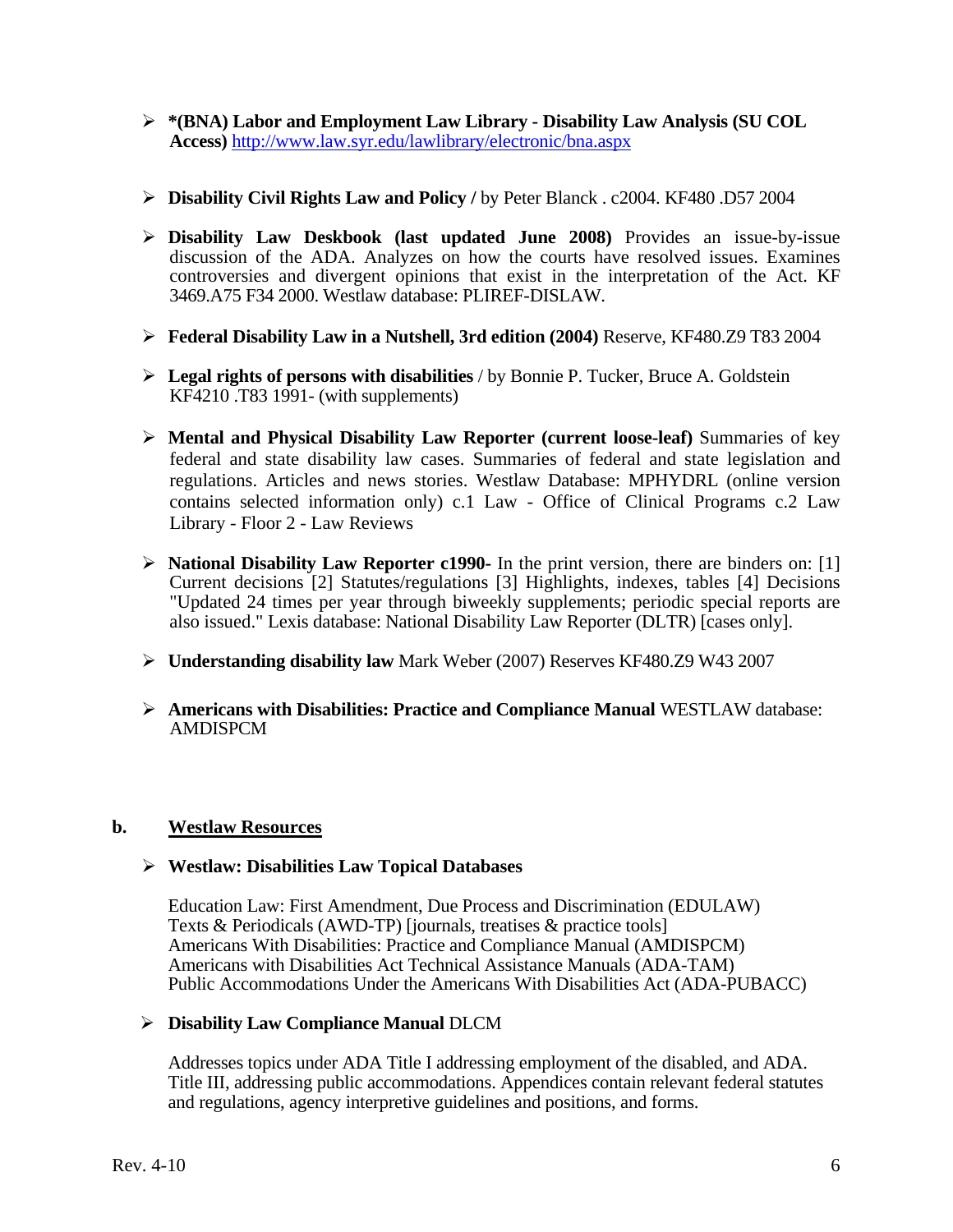- **\*(BNA) Labor and Employment Law Library - Disability Law Analysis (SU COL Access)** http://www.law.syr.edu/lawlibrary/electronic/bna.aspx

- **Disability Civil Rights Law and Policy /** by Peter Blanck . c2004. KF480 .D57 2004

- **Disability Law Deskbook (last updated June 2008)** Provides an issue-by-issue discussion of the ADA. Analyzes on how the courts have resolved issues. Examines controversies and divergent opinions that exist in the interpretation of the Act. KF 3469.A75 F34 2000. Westlaw database: PLIREF-DISLAW.

- **Federal Disability Law in a Nutshell, 3rd edition (2004)** Reserve, KF480.Z9 T83 2004

- **Legal rights of persons with disabilities** / by Bonnie P. Tucker, Bruce A. Goldstein KF4210 .T83 1991- (with supplements)

- **Mental and Physical Disability Law Reporter (current loose-leaf)** Summaries of key federal and state disability law cases. Summaries of federal and state legislation and regulations. Articles and news stories. Westlaw Database: MPHYDRL (online version contains selected information only) c.1 Law - Office of Clinical Programs c.2 Law Library - Floor 2 - Law Reviews

- **National Disability Law Reporter c1990-** In the print version, there are binders on: [1] Current decisions [2] Statutes/regulations [3] Highlights, indexes, tables [4] Decisions "Updated 24 times per year through biweekly supplements; periodic special reports are also issued." Lexis database: National Disability Law Reporter (DLTR) [cases only].

- **Understanding disability law** Mark Weber (2007) Reserves KF480.Z9 W43 2007

- **Americans with Disabilities: Practice and Compliance Manual** WESTLAW database: AMDISPCM

**b. Westlaw Resources**

- **Westlaw: Disabilities Law Topical Databases**

  Education Law: First Amendment, Due Process and Discrimination (EDULAW)
  Texts & Periodicals (AWD-TP) [journals, treatises & practice tools]
  Americans With Disabilities: Practice and Compliance Manual (AMDISPCM)
  Americans with Disabilities Act Technical Assistance Manuals (ADA-TAM)
  Public Accommodations Under the Americans With Disabilities Act (ADA-PUBACC)

- **Disability Law Compliance Manual** DLCM

  Addresses topics under ADA Title I addressing employment of the disabled, and ADA. Title III, addressing public accommodations. Appendices contain relevant federal statutes and regulations, agency interpretive guidelines and positions, and forms.

Rev. 4-10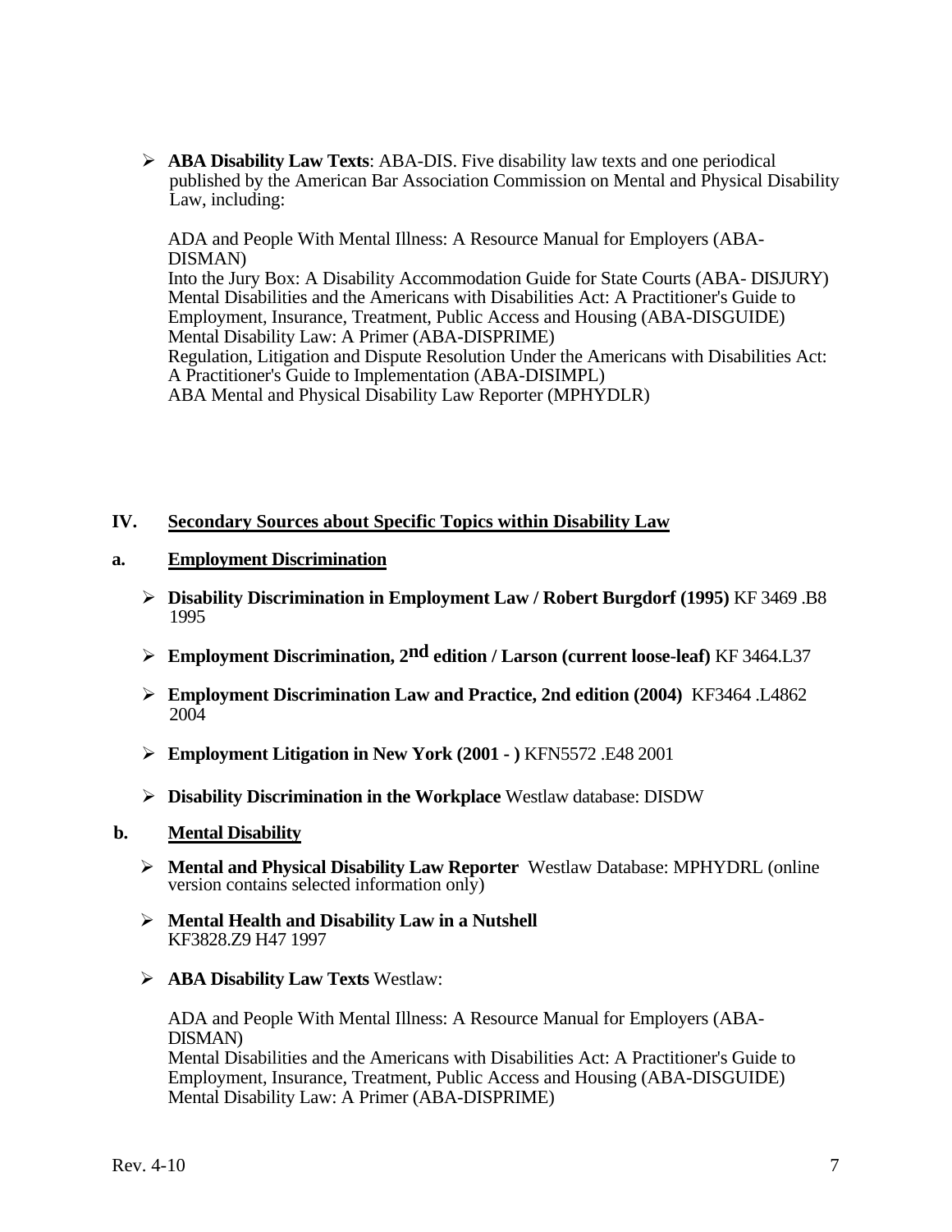- **ABA Disability Law Texts**: ABA-DIS. Five disability law texts and one periodical published by the American Bar Association Commission on Mental and Physical Disability Law, including:

  ADA and People With Mental Illness: A Resource Manual for Employers (ABA-DISMAN)
  Into the Jury Box: A Disability Accommodation Guide for State Courts (ABA- DISJURY)
  Mental Disabilities and the Americans with Disabilities Act: A Practitioner's Guide to Employment, Insurance, Treatment, Public Access and Housing (ABA-DISGUIDE)
  Mental Disability Law: A Primer (ABA-DISPRIME)
  Regulation, Litigation and Dispute Resolution Under the Americans with Disabilities Act: A Practitioner's Guide to Implementation (ABA-DISIMPL)
  ABA Mental and Physical Disability Law Reporter (MPHYDLR)

## IV. Secondary Sources about Specific Topics within Disability Law

### a. Employment Discrimination

- **Disability Discrimination in Employment Law / Robert Burgdorf (1995)** KF 3469 .B8 1995
- **Employment Discrimination, 2nd edition / Larson (current loose-leaf)** KF 3464.L37
- **Employment Discrimination Law and Practice, 2nd edition (2004)** KF3464 .L4862 2004
- **Employment Litigation in New York (2001 - )** KFN5572 .E48 2001
- **Disability Discrimination in the Workplace** Westlaw database: DISDW

### b. Mental Disability

- **Mental and Physical Disability Law Reporter** Westlaw Database: MPHYDRL (online version contains selected information only)
- **Mental Health and Disability Law in a Nutshell** KF3828.Z9 H47 1997
- **ABA Disability Law Texts** Westlaw:

  ADA and People With Mental Illness: A Resource Manual for Employers (ABA-DISMAN)
  Mental Disabilities and the Americans with Disabilities Act: A Practitioner's Guide to Employment, Insurance, Treatment, Public Access and Housing (ABA-DISGUIDE)
  Mental Disability Law: A Primer (ABA-DISPRIME)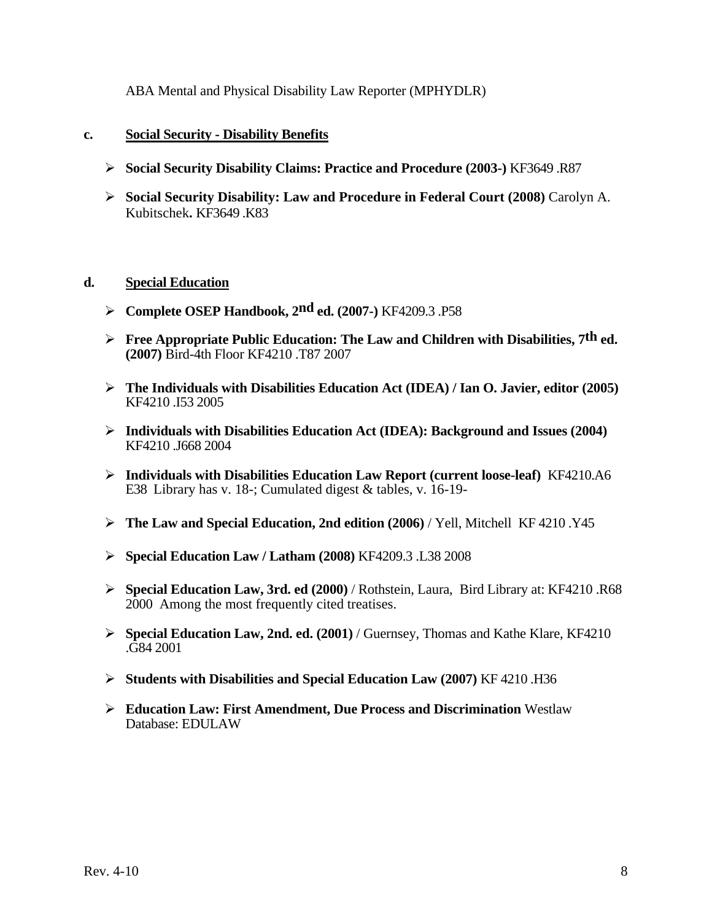ABA Mental and Physical Disability Law Reporter (MPHYDLR)

**c. Social Security - Disability Benefits**

- **Social Security Disability Claims: Practice and Procedure (2003-)** KF3649 .R87
- **Social Security Disability: Law and Procedure in Federal Court (2008)** Carolyn A. Kubitschek**.** KF3649 .K83

**d. Special Education**

- **Complete OSEP Handbook, 2nd ed. (2007-)** KF4209.3 .P58
- **Free Appropriate Public Education: The Law and Children with Disabilities, 7th ed. (2007)** Bird-4th Floor KF4210 .T87 2007
- **The Individuals with Disabilities Education Act (IDEA) / Ian O. Javier, editor (2005)** KF4210 .I53 2005
- **Individuals with Disabilities Education Act (IDEA): Background and Issues (2004)** KF4210 .J668 2004
- **Individuals with Disabilities Education Law Report (current loose-leaf)** KF4210.A6 E38 Library has v. 18-; Cumulated digest & tables, v. 16-19-
- **The Law and Special Education, 2nd edition (2006)** / Yell, Mitchell KF 4210 .Y45
- **Special Education Law / Latham (2008)** KF4209.3 .L38 2008
- **Special Education Law, 3rd. ed (2000)** / Rothstein, Laura, Bird Library at: KF4210 .R68 2000 Among the most frequently cited treatises.
- **Special Education Law, 2nd. ed. (2001)** / Guernsey, Thomas and Kathe Klare, KF4210 .G84 2001
- **Students with Disabilities and Special Education Law (2007)** KF 4210 .H36
- **Education Law: First Amendment, Due Process and Discrimination** Westlaw Database: EDULAW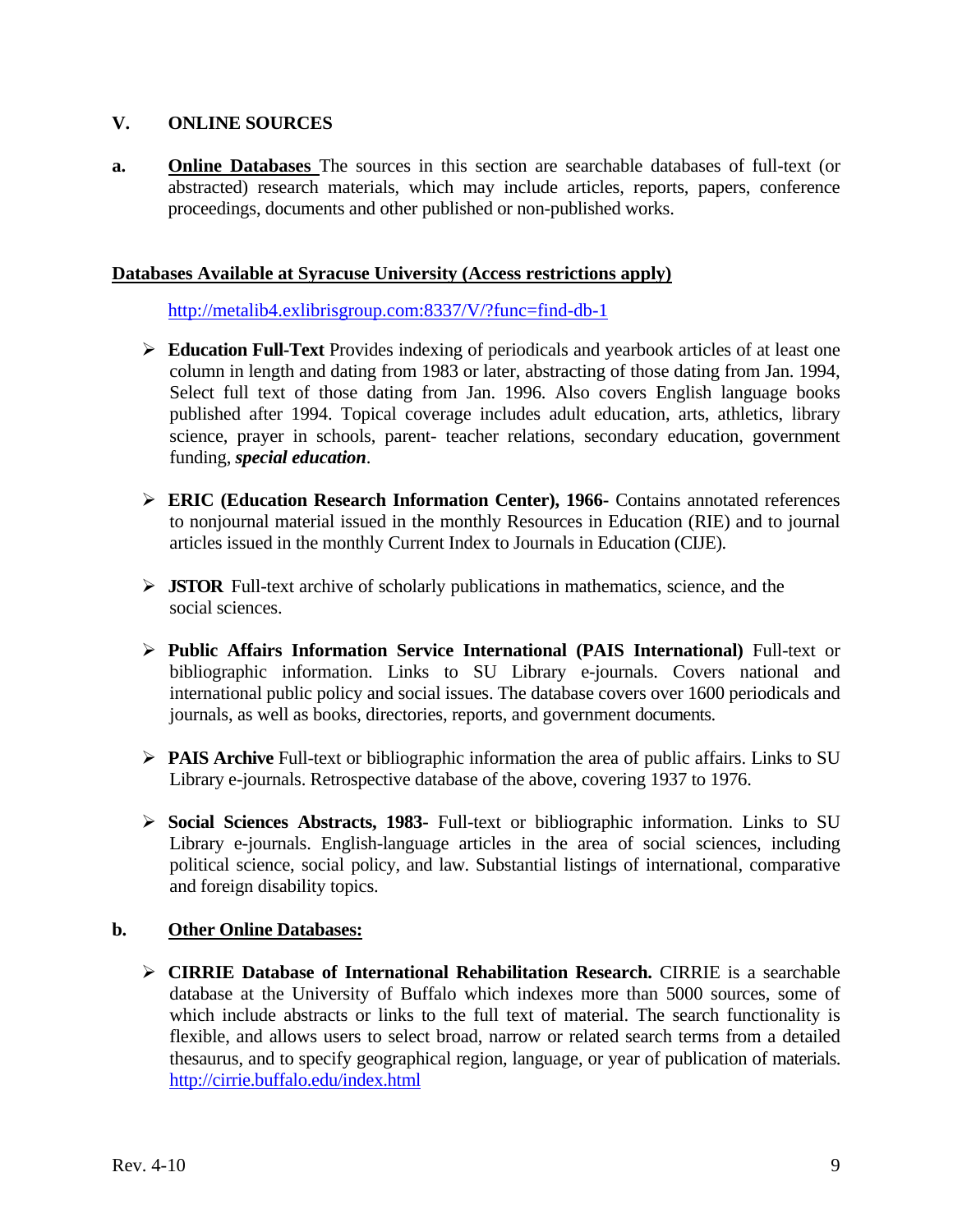## V. ONLINE SOURCES

**a. <u>Online Databases</u>** The sources in this section are searchable databases of full-text (or abstracted) research materials, which may include articles, reports, papers, conference proceedings, documents and other published or non-published works.

**<u>Databases Available at Syracuse University (Access restrictions apply)</u>**

http://metalib4.exlibrisgroup.com:8337/V/?func=find-db-1

- **Education Full-Text** Provides indexing of periodicals and yearbook articles of at least one column in length and dating from 1983 or later, abstracting of those dating from Jan. 1994, Select full text of those dating from Jan. 1996. Also covers English language books published after 1994. Topical coverage includes adult education, arts, athletics, library science, prayer in schools, parent- teacher relations, secondary education, government funding, ***special education***.

- **ERIC (Education Research Information Center), 1966-** Contains annotated references to nonjournal material issued in the monthly Resources in Education (RIE) and to journal articles issued in the monthly Current Index to Journals in Education (CIJE).

- **JSTOR** Full-text archive of scholarly publications in mathematics, science, and the social sciences.

- **Public Affairs Information Service International (PAIS International)** Full-text or bibliographic information. Links to SU Library e-journals. Covers national and international public policy and social issues. The database covers over 1600 periodicals and journals, as well as books, directories, reports, and government documents.

- **PAIS Archive** Full-text or bibliographic information the area of public affairs. Links to SU Library e-journals. Retrospective database of the above, covering 1937 to 1976.

- **Social Sciences Abstracts, 1983-** Full-text or bibliographic information. Links to SU Library e-journals. English-language articles in the area of social sciences, including political science, social policy, and law. Substantial listings of international, comparative and foreign disability topics.

**b. <u>Other Online Databases:</u>**

- **CIRRIE Database of International Rehabilitation Research.** CIRRIE is a searchable database at the University of Buffalo which indexes more than 5000 sources, some of which include abstracts or links to the full text of material. The search functionality is flexible, and allows users to select broad, narrow or related search terms from a detailed thesaurus, and to specify geographical region, language, or year of publication of materials. http://cirrie.buffalo.edu/index.html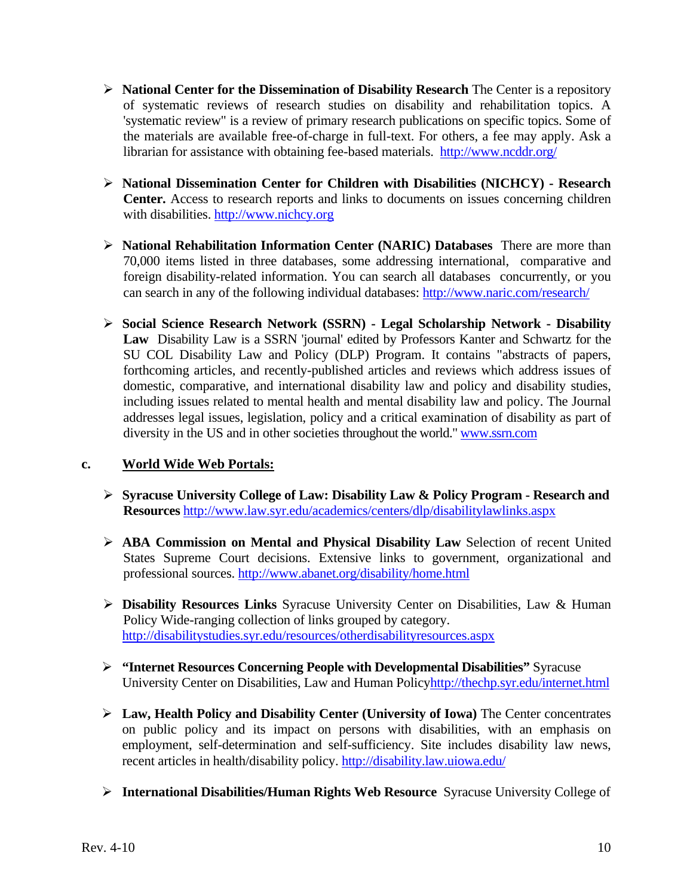- **National Center for the Dissemination of Disability Research** The Center is a repository of systematic reviews of research studies on disability and rehabilitation topics. A 'systematic review" is a review of primary research publications on specific topics. Some of the materials are available free-of-charge in full-text. For others, a fee may apply. Ask a librarian for assistance with obtaining fee-based materials. http://www.ncddr.org/

- **National Dissemination Center for Children with Disabilities (NICHCY) - Research Center.** Access to research reports and links to documents on issues concerning children with disabilities. http://www.nichcy.org

- **National Rehabilitation Information Center (NARIC) Databases** There are more than 70,000 items listed in three databases, some addressing international, comparative and foreign disability-related information. You can search all databases concurrently, or you can search in any of the following individual databases: http://www.naric.com/research/

- **Social Science Research Network (SSRN) - Legal Scholarship Network - Disability Law** Disability Law is a SSRN 'journal' edited by Professors Kanter and Schwartz for the SU COL Disability Law and Policy (DLP) Program. It contains "abstracts of papers, forthcoming articles, and recently-published articles and reviews which address issues of domestic, comparative, and international disability law and policy and disability studies, including issues related to mental health and mental disability law and policy. The Journal addresses legal issues, legislation, policy and a critical examination of disability as part of diversity in the US and in other societies throughout the world." www.ssrn.com

**c. <u>World Wide Web Portals:</u>**

- **Syracuse University College of Law: Disability Law & Policy Program - Research and Resources** http://www.law.syr.edu/academics/centers/dlp/disabilitylawlinks.aspx

- **ABA Commission on Mental and Physical Disability Law** Selection of recent United States Supreme Court decisions. Extensive links to government, organizational and professional sources. http://www.abanet.org/disability/home.html

- **Disability Resources Links** Syracuse University Center on Disabilities, Law & Human Policy Wide-ranging collection of links grouped by category. http://disabilitystudies.syr.edu/resources/otherdisabilityresources.aspx

- **"Internet Resources Concerning People with Developmental Disabilities"** Syracuse University Center on Disabilities, Law and Human Policyhttp://thechp.syr.edu/internet.html

- **Law, Health Policy and Disability Center (University of Iowa)** The Center concentrates on public policy and its impact on persons with disabilities, with an emphasis on employment, self-determination and self-sufficiency. Site includes disability law news, recent articles in health/disability policy. http://disability.law.uiowa.edu/

- **International Disabilities/Human Rights Web Resource** Syracuse University College of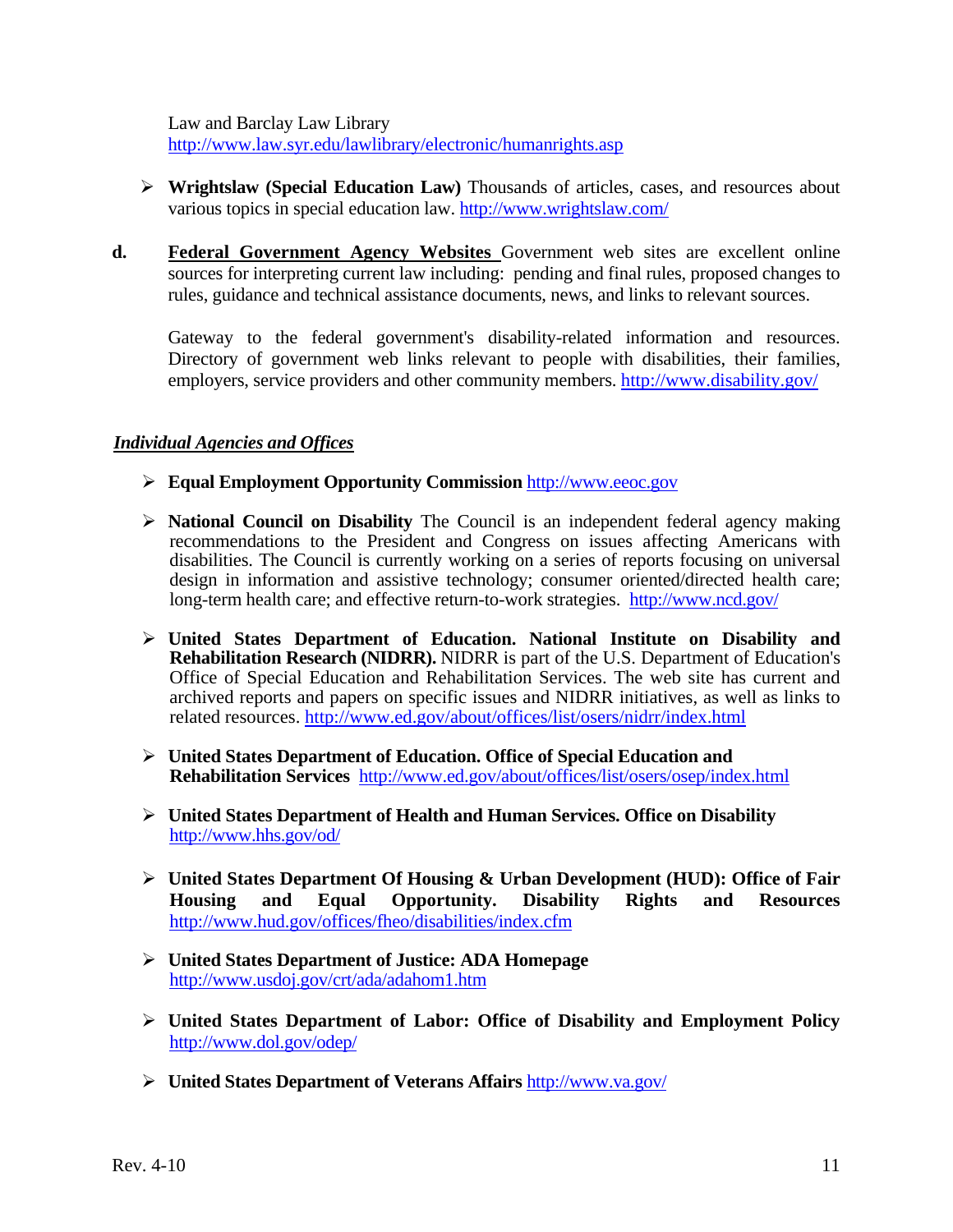Law and Barclay Law Library
http://www.law.syr.edu/lawlibrary/electronic/humanrights.asp

- **Wrightslaw (Special Education Law)** Thousands of articles, cases, and resources about various topics in special education law. http://www.wrightslaw.com/

**d.** **Federal Government Agency Websites** Government web sites are excellent online sources for interpreting current law including: pending and final rules, proposed changes to rules, guidance and technical assistance documents, news, and links to relevant sources.

Gateway to the federal government's disability-related information and resources. Directory of government web links relevant to people with disabilities, their families, employers, service providers and other community members. http://www.disability.gov/

***Individual Agencies and Offices***

- **Equal Employment Opportunity Commission** http://www.eeoc.gov

- **National Council on Disability** The Council is an independent federal agency making recommendations to the President and Congress on issues affecting Americans with disabilities. The Council is currently working on a series of reports focusing on universal design in information and assistive technology; consumer oriented/directed health care; long-term health care; and effective return-to-work strategies. http://www.ncd.gov/

- **United States Department of Education. National Institute on Disability and Rehabilitation Research (NIDRR).** NIDRR is part of the U.S. Department of Education's Office of Special Education and Rehabilitation Services. The web site has current and archived reports and papers on specific issues and NIDRR initiatives, as well as links to related resources. http://www.ed.gov/about/offices/list/osers/nidrr/index.html

- **United States Department of Education. Office of Special Education and Rehabilitation Services** http://www.ed.gov/about/offices/list/osers/osep/index.html

- **United States Department of Health and Human Services. Office on Disability** http://www.hhs.gov/od/

- **United States Department Of Housing & Urban Development (HUD): Office of Fair Housing and Equal Opportunity. Disability Rights and Resources** http://www.hud.gov/offices/fheo/disabilities/index.cfm

- **United States Department of Justice: ADA Homepage** http://www.usdoj.gov/crt/ada/adahom1.htm

- **United States Department of Labor: Office of Disability and Employment Policy** http://www.dol.gov/odep/

- **United States Department of Veterans Affairs** http://www.va.gov/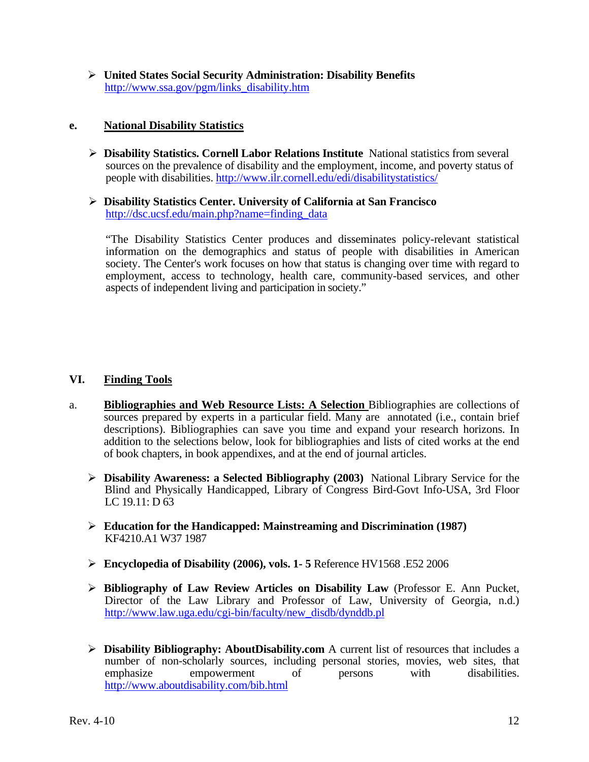- **United States Social Security Administration: Disability Benefits**
  http://www.ssa.gov/pgm/links_disability.htm

### e. National Disability Statistics

- **Disability Statistics. Cornell Labor Relations Institute** National statistics from several sources on the prevalence of disability and the employment, income, and poverty status of people with disabilities. http://www.ilr.cornell.edu/edi/disabilitystatistics/

- **Disability Statistics Center. University of California at San Francisco**
  http://dsc.ucsf.edu/main.php?name=finding_data

  "The Disability Statistics Center produces and disseminates policy-relevant statistical information on the demographics and status of people with disabilities in American society. The Center's work focuses on how that status is changing over time with regard to employment, access to technology, health care, community-based services, and other aspects of independent living and participation in society."

## VI. Finding Tools

a. **Bibliographies and Web Resource Lists: A Selection** Bibliographies are collections of sources prepared by experts in a particular field. Many are annotated (i.e., contain brief descriptions). Bibliographies can save you time and expand your research horizons. In addition to the selections below, look for bibliographies and lists of cited works at the end of book chapters, in book appendixes, and at the end of journal articles.

- **Disability Awareness: a Selected Bibliography (2003)** National Library Service for the Blind and Physically Handicapped, Library of Congress Bird-Govt Info-USA, 3rd Floor LC 19.11: D 63

- **Education for the Handicapped: Mainstreaming and Discrimination (1987)**
  KF4210.A1 W37 1987

- **Encyclopedia of Disability (2006), vols. 1- 5** Reference HV1568 .E52 2006

- **Bibliography of Law Review Articles on Disability Law** (Professor E. Ann Pucket, Director of the Law Library and Professor of Law, University of Georgia, n.d.) http://www.law.uga.edu/cgi-bin/faculty/new_disdb/dynddb.pl

- **Disability Bibliography: AboutDisability.com** A current list of resources that includes a number of non-scholarly sources, including personal stories, movies, web sites, that emphasize empowerment of persons with disabilities. http://www.aboutdisability.com/bib.html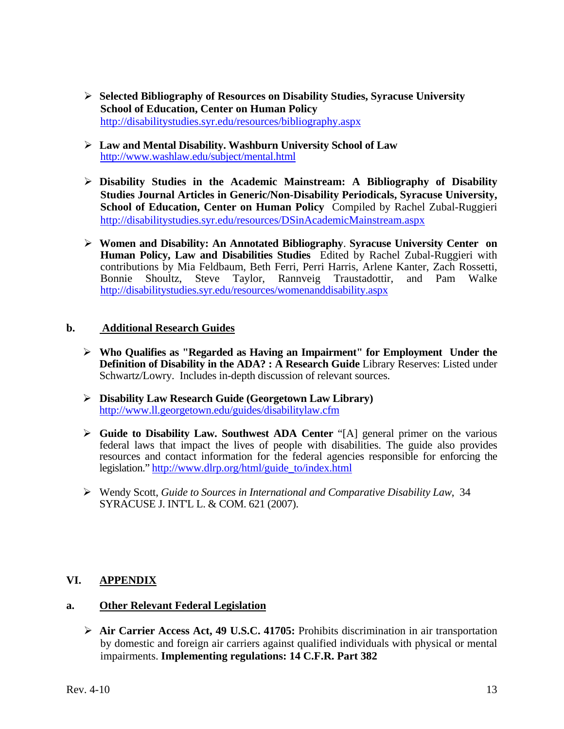- **Selected Bibliography of Resources on Disability Studies, Syracuse University School of Education, Center on Human Policy** http://disabilitystudies.syr.edu/resources/bibliography.aspx

- **Law and Mental Disability. Washburn University School of Law** http://www.washlaw.edu/subject/mental.html

- **Disability Studies in the Academic Mainstream: A Bibliography of Disability Studies Journal Articles in Generic/Non-Disability Periodicals, Syracuse University, School of Education, Center on Human Policy** Compiled by Rachel Zubal-Ruggieri http://disabilitystudies.syr.edu/resources/DSinAcademicMainstream.aspx

- **Women and Disability: An Annotated Bibliography**. **Syracuse University Center on Human Policy, Law and Disabilities Studies** Edited by Rachel Zubal-Ruggieri with contributions by Mia Feldbaum, Beth Ferri, Perri Harris, Arlene Kanter, Zach Rossetti, Bonnie Shoultz, Steve Taylor, Rannveig Traustadottir, and Pam Walke http://disabilitystudies.syr.edu/resources/womenanddisability.aspx

## b. Additional Research Guides

- **Who Qualifies as "Regarded as Having an Impairment" for Employment Under the Definition of Disability in the ADA? : A Research Guide** Library Reserves: Listed under Schwartz/Lowry. Includes in-depth discussion of relevant sources.

- **Disability Law Research Guide (Georgetown Law Library)** http://www.ll.georgetown.edu/guides/disabilitylaw.cfm

- **Guide to Disability Law. Southwest ADA Center** "[A] general primer on the various federal laws that impact the lives of people with disabilities. The guide also provides resources and contact information for the federal agencies responsible for enforcing the legislation." http://www.dlrp.org/html/guide_to/index.html

- Wendy Scott, *Guide to Sources in International and Comparative Disability Law*, 34 SYRACUSE J. INT'L L. & COM. 621 (2007).

# VI. APPENDIX

## a. Other Relevant Federal Legislation

- **Air Carrier Access Act, 49 U.S.C. 41705:** Prohibits discrimination in air transportation by domestic and foreign air carriers against qualified individuals with physical or mental impairments. **Implementing regulations: 14 C.F.R. Part 382**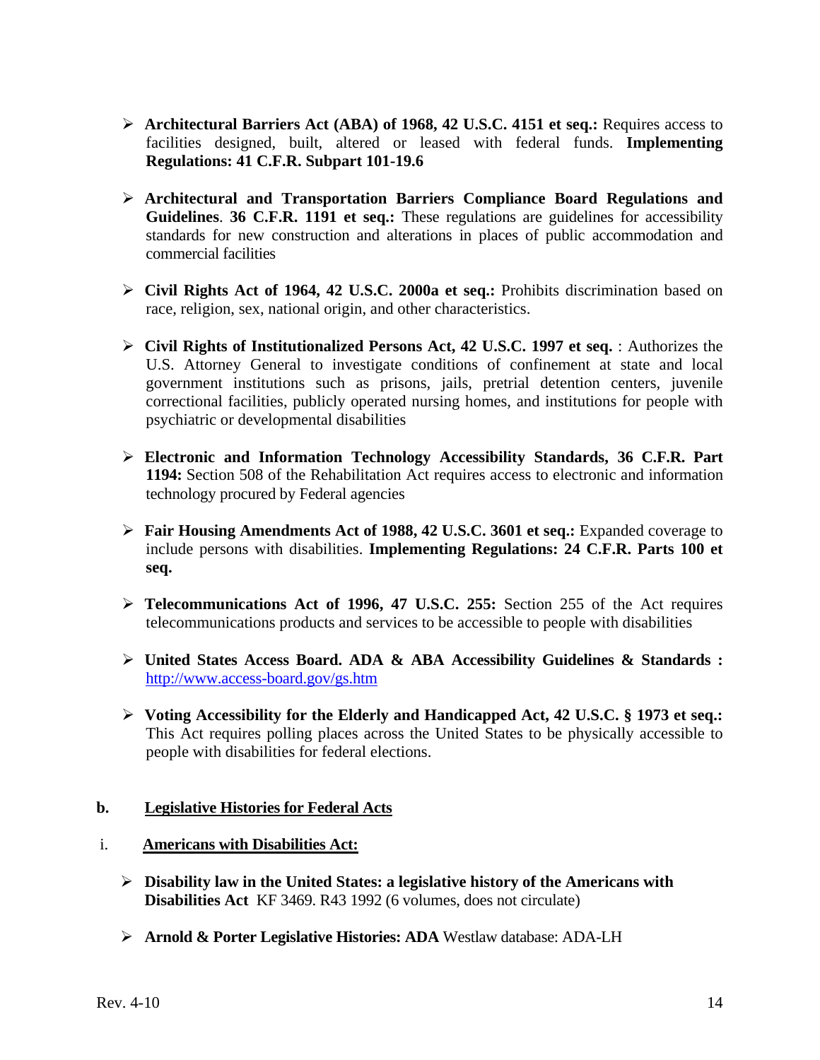- **Architectural Barriers Act (ABA) of 1968, 42 U.S.C. 4151 et seq.:** Requires access to facilities designed, built, altered or leased with federal funds. **Implementing Regulations: 41 C.F.R. Subpart 101-19.6**

- **Architectural and Transportation Barriers Compliance Board Regulations and Guidelines**. **36 C.F.R. 1191 et seq.:** These regulations are guidelines for accessibility standards for new construction and alterations in places of public accommodation and commercial facilities

- **Civil Rights Act of 1964, 42 U.S.C. 2000a et seq.:** Prohibits discrimination based on race, religion, sex, national origin, and other characteristics.

- **Civil Rights of Institutionalized Persons Act, 42 U.S.C. 1997 et seq.** : Authorizes the U.S. Attorney General to investigate conditions of confinement at state and local government institutions such as prisons, jails, pretrial detention centers, juvenile correctional facilities, publicly operated nursing homes, and institutions for people with psychiatric or developmental disabilities

- **Electronic and Information Technology Accessibility Standards, 36 C.F.R. Part 1194:** Section 508 of the Rehabilitation Act requires access to electronic and information technology procured by Federal agencies

- **Fair Housing Amendments Act of 1988, 42 U.S.C. 3601 et seq.:** Expanded coverage to include persons with disabilities. **Implementing Regulations: 24 C.F.R. Parts 100 et seq.**

- **Telecommunications Act of 1996, 47 U.S.C. 255:** Section 255 of the Act requires telecommunications products and services to be accessible to people with disabilities

- **United States Access Board. ADA & ABA Accessibility Guidelines & Standards :** http://www.access-board.gov/gs.htm

- **Voting Accessibility for the Elderly and Handicapped Act, 42 U.S.C. § 1973 et seq.:** This Act requires polling places across the United States to be physically accessible to people with disabilities for federal elections.

**b. Legislative Histories for Federal Acts**

i. **Americans with Disabilities Act:**

- **Disability law in the United States: a legislative history of the Americans with Disabilities Act** KF 3469. R43 1992 (6 volumes, does not circulate)

- **Arnold & Porter Legislative Histories: ADA** Westlaw database: ADA-LH

Rev. 4-10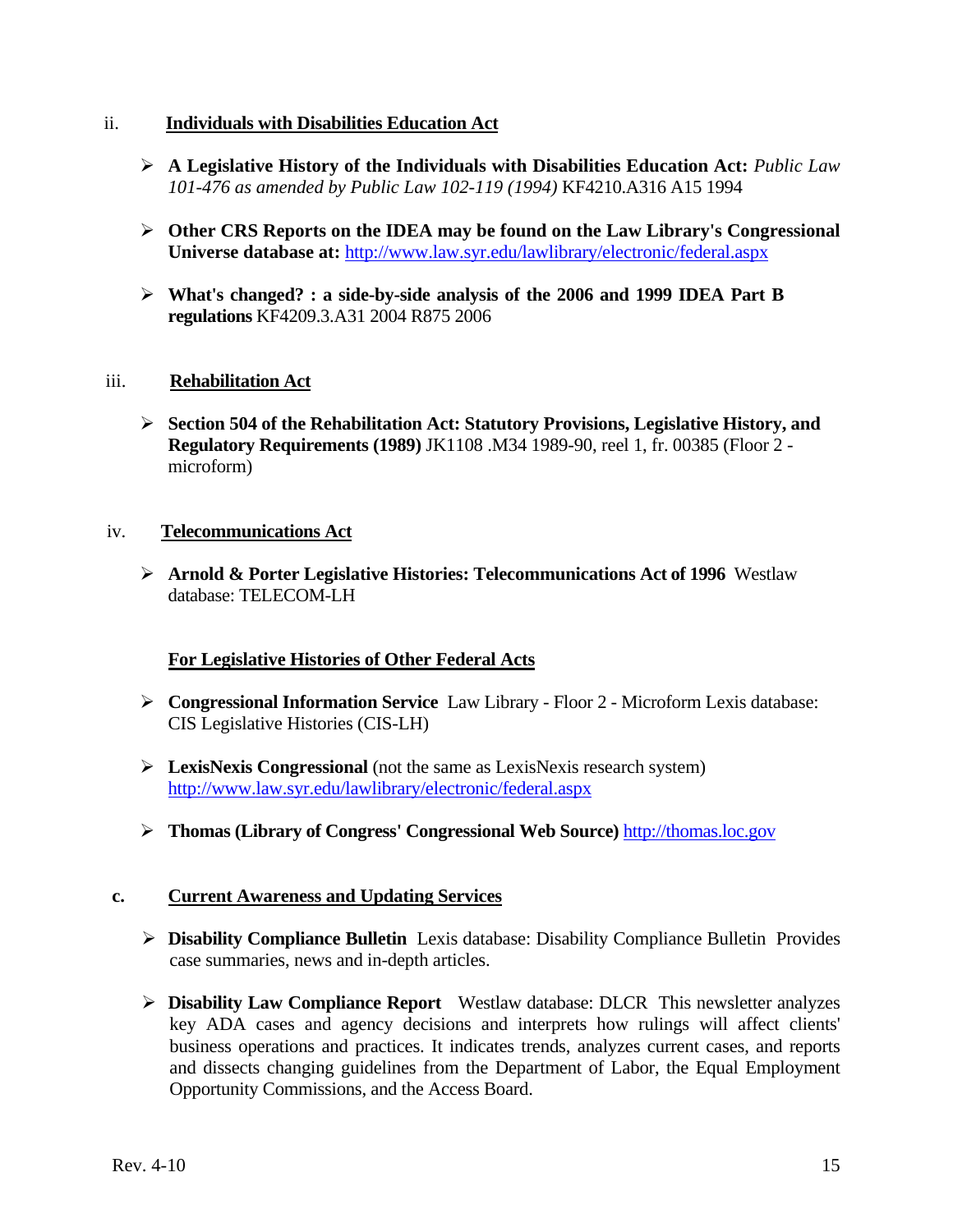ii. **Individuals with Disabilities Education Act**

- **A Legislative History of the Individuals with Disabilities Education Act:** *Public Law 101-476 as amended by Public Law 102-119 (1994)* KF4210.A316 A15 1994

- **Other CRS Reports on the IDEA may be found on the Law Library's Congressional Universe database at:** http://www.law.syr.edu/lawlibrary/electronic/federal.aspx

- **What's changed? : a side-by-side analysis of the 2006 and 1999 IDEA Part B regulations** KF4209.3.A31 2004 R875 2006

iii. **Rehabilitation Act**

- **Section 504 of the Rehabilitation Act: Statutory Provisions, Legislative History, and Regulatory Requirements (1989)** JK1108 .M34 1989-90, reel 1, fr. 00385 (Floor 2 - microform)

iv. **Telecommunications Act**

- **Arnold & Porter Legislative Histories: Telecommunications Act of 1996** Westlaw database: TELECOM-LH

**For Legislative Histories of Other Federal Acts**

- **Congressional Information Service** Law Library - Floor 2 - Microform Lexis database: CIS Legislative Histories (CIS-LH)

- **LexisNexis Congressional** (not the same as LexisNexis research system) http://www.law.syr.edu/lawlibrary/electronic/federal.aspx

- **Thomas (Library of Congress' Congressional Web Source)** http://thomas.loc.gov

c. **Current Awareness and Updating Services**

- **Disability Compliance Bulletin** Lexis database: Disability Compliance Bulletin Provides case summaries, news and in-depth articles.

- **Disability Law Compliance Report** Westlaw database: DLCR This newsletter analyzes key ADA cases and agency decisions and interprets how rulings will affect clients' business operations and practices. It indicates trends, analyzes current cases, and reports and dissects changing guidelines from the Department of Labor, the Equal Employment Opportunity Commissions, and the Access Board.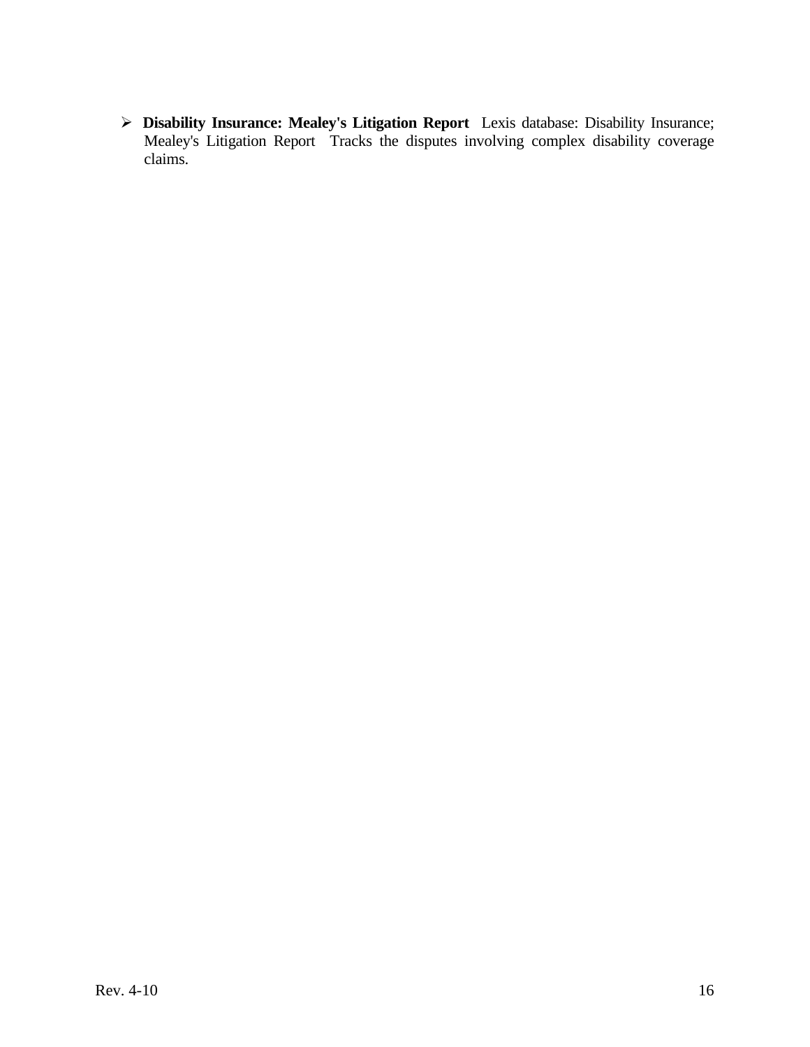- **Disability Insurance: Mealey's Litigation Report** Lexis database: Disability Insurance; Mealey's Litigation Report Tracks the disputes involving complex disability coverage claims.